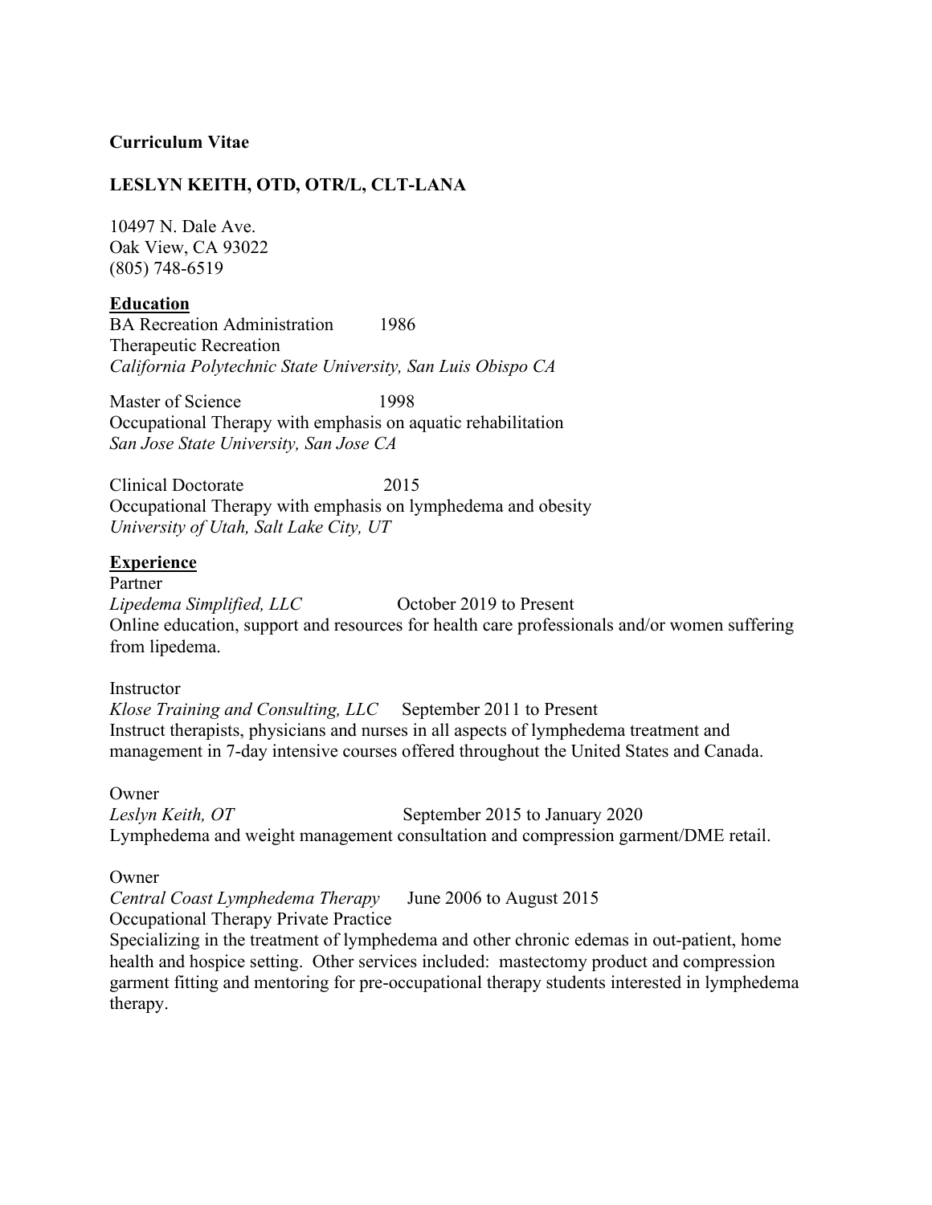**Curriculum Vitae**

**LESLYN KEITH, OTD, OTR/L, CLT-LANA**

10497 N. Dale Ave.
Oak View, CA 93022
(805) 748-6519

**<u>Education</u>**

BA Recreation Administration 1986
Therapeutic Recreation
*California Polytechnic State University, San Luis Obispo CA*

Master of Science 1998
Occupational Therapy with emphasis on aquatic rehabilitation
*San Jose State University, San Jose CA*

Clinical Doctorate 2015
Occupational Therapy with emphasis on lymphedema and obesity
*University of Utah, Salt Lake City, UT*

**<u>Experience</u>**

Partner
*Lipedema Simplified, LLC* October 2019 to Present
Online education, support and resources for health care professionals and/or women suffering from lipedema.

Instructor
*Klose Training and Consulting, LLC* September 2011 to Present
Instruct therapists, physicians and nurses in all aspects of lymphedema treatment and management in 7-day intensive courses offered throughout the United States and Canada.

Owner
*Leslyn Keith, OT* September 2015 to January 2020
Lymphedema and weight management consultation and compression garment/DME retail.

Owner
*Central Coast Lymphedema Therapy* June 2006 to August 2015
Occupational Therapy Private Practice
Specializing in the treatment of lymphedema and other chronic edemas in out-patient, home health and hospice setting. Other services included: mastectomy product and compression garment fitting and mentoring for pre-occupational therapy students interested in lymphedema therapy.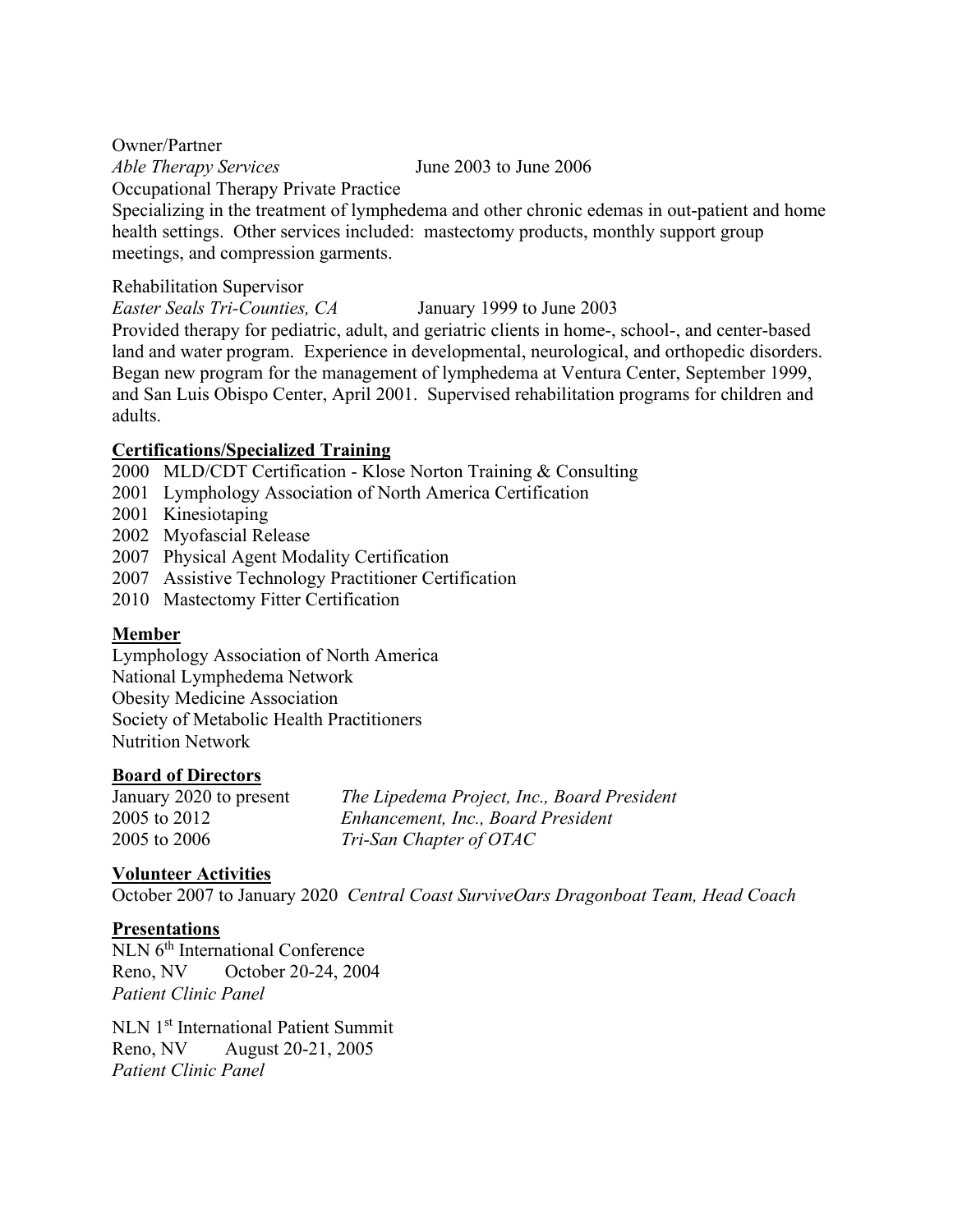Owner/Partner
*Able Therapy Services* June 2003 to June 2006
Occupational Therapy Private Practice
Specializing in the treatment of lymphedema and other chronic edemas in out-patient and home health settings. Other services included: mastectomy products, monthly support group meetings, and compression garments.

Rehabilitation Supervisor
*Easter Seals Tri-Counties, CA* January 1999 to June 2003
Provided therapy for pediatric, adult, and geriatric clients in home-, school-, and center-based land and water program. Experience in developmental, neurological, and orthopedic disorders. Began new program for the management of lymphedema at Ventura Center, September 1999, and San Luis Obispo Center, April 2001. Supervised rehabilitation programs for children and adults.

## Certifications/Specialized Training

2000 MLD/CDT Certification - Klose Norton Training & Consulting
2001 Lymphology Association of North America Certification
2001 Kinesiotaping
2002 Myofascial Release
2007 Physical Agent Modality Certification
2007 Assistive Technology Practitioner Certification
2010 Mastectomy Fitter Certification

## Member

Lymphology Association of North America
National Lymphedema Network
Obesity Medicine Association
Society of Metabolic Health Practitioners
Nutrition Network

## Board of Directors

| | |
|---|---|
| January 2020 to present | *The Lipedema Project, Inc., Board President* |
| 2005 to 2012 | *Enhancement, Inc., Board President* |
| 2005 to 2006 | *Tri-San Chapter of OTAC* |

## Volunteer Activities

October 2007 to January 2020 *Central Coast SurviveOars Dragonboat Team, Head Coach*

## Presentations

NLN 6th International Conference
Reno, NV October 20-24, 2004
*Patient Clinic Panel*

NLN 1st International Patient Summit
Reno, NV August 20-21, 2005
*Patient Clinic Panel*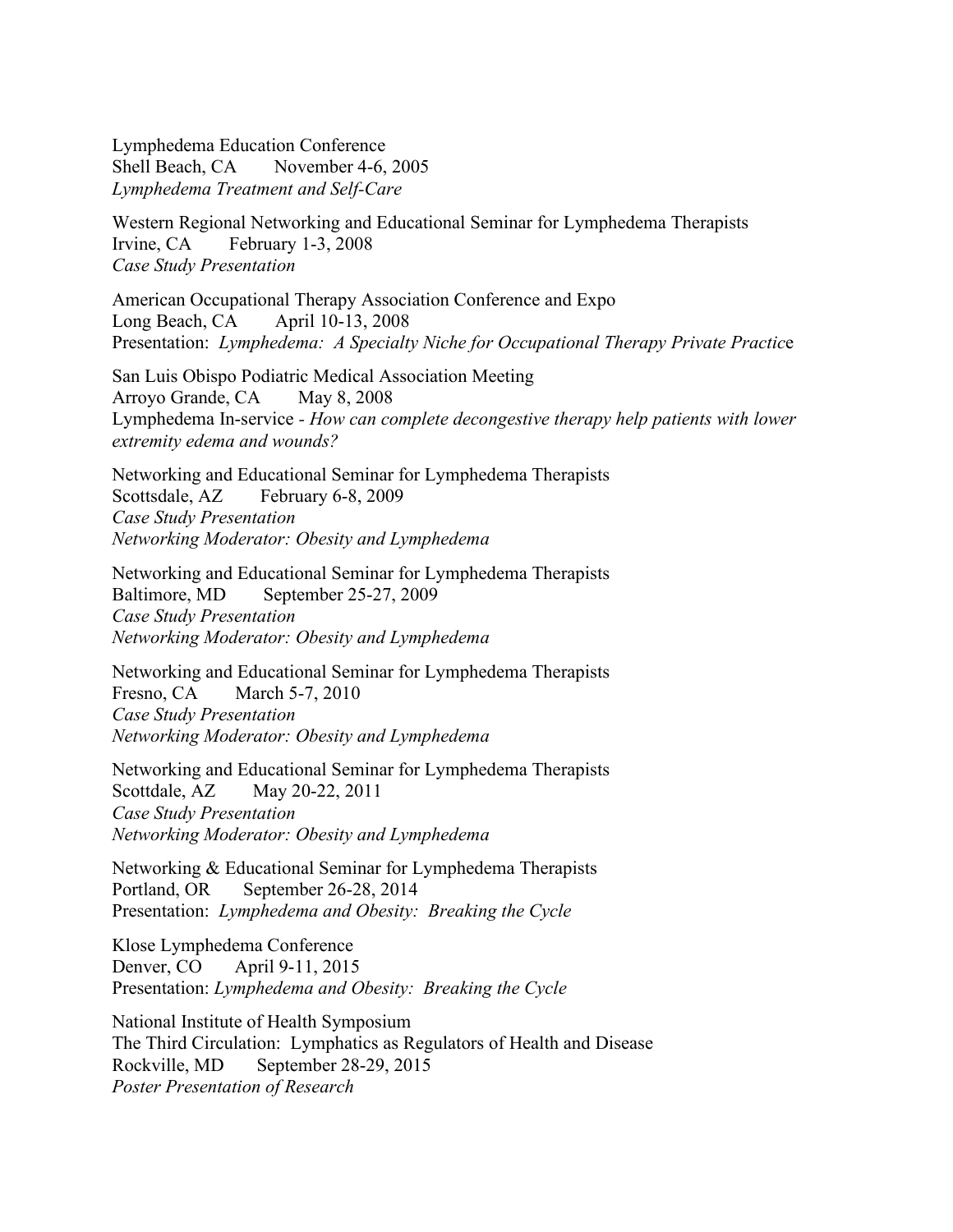Lymphedema Education Conference
Shell Beach, CA  November 4-6, 2005
*Lymphedema Treatment and Self-Care*

Western Regional Networking and Educational Seminar for Lymphedema Therapists
Irvine, CA  February 1-3, 2008
*Case Study Presentation*

American Occupational Therapy Association Conference and Expo
Long Beach, CA  April 10-13, 2008
Presentation: *Lymphedema: A Specialty Niche for Occupational Therapy Private Practice*

San Luis Obispo Podiatric Medical Association Meeting
Arroyo Grande, CA  May 8, 2008
Lymphedema In-service - *How can complete decongestive therapy help patients with lower extremity edema and wounds?*

Networking and Educational Seminar for Lymphedema Therapists
Scottsdale, AZ  February 6-8, 2009
*Case Study Presentation*
*Networking Moderator: Obesity and Lymphedema*

Networking and Educational Seminar for Lymphedema Therapists
Baltimore, MD  September 25-27, 2009
*Case Study Presentation*
*Networking Moderator: Obesity and Lymphedema*

Networking and Educational Seminar for Lymphedema Therapists
Fresno, CA  March 5-7, 2010
*Case Study Presentation*
*Networking Moderator: Obesity and Lymphedema*

Networking and Educational Seminar for Lymphedema Therapists
Scottdale, AZ  May 20-22, 2011
*Case Study Presentation*
*Networking Moderator: Obesity and Lymphedema*

Networking & Educational Seminar for Lymphedema Therapists
Portland, OR  September 26-28, 2014
Presentation: *Lymphedema and Obesity: Breaking the Cycle*

Klose Lymphedema Conference
Denver, CO  April 9-11, 2015
Presentation: *Lymphedema and Obesity: Breaking the Cycle*

National Institute of Health Symposium
The Third Circulation: Lymphatics as Regulators of Health and Disease
Rockville, MD  September 28-29, 2015
*Poster Presentation of Research*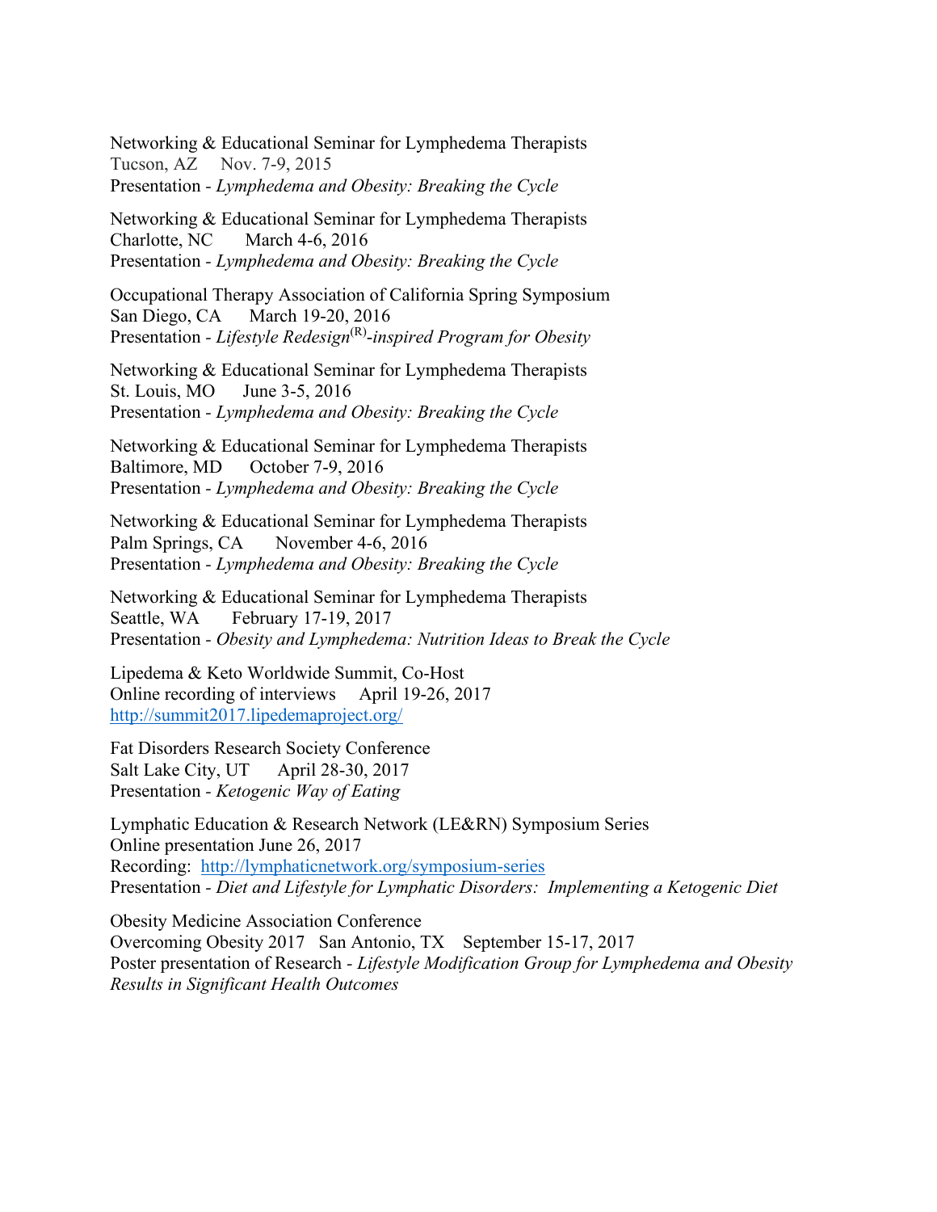Networking & Educational Seminar for Lymphedema Therapists
Tucson, AZ Nov. 7-9, 2015
Presentation - *Lymphedema and Obesity: Breaking the Cycle*

Networking & Educational Seminar for Lymphedema Therapists
Charlotte, NC March 4-6, 2016
Presentation - *Lymphedema and Obesity: Breaking the Cycle*

Occupational Therapy Association of California Spring Symposium
San Diego, CA March 19-20, 2016
Presentation - *Lifestyle Redesign*(R)*-inspired Program for Obesity*

Networking & Educational Seminar for Lymphedema Therapists
St. Louis, MO June 3-5, 2016
Presentation - *Lymphedema and Obesity: Breaking the Cycle*

Networking & Educational Seminar for Lymphedema Therapists
Baltimore, MD October 7-9, 2016
Presentation - *Lymphedema and Obesity: Breaking the Cycle*

Networking & Educational Seminar for Lymphedema Therapists
Palm Springs, CA November 4-6, 2016
Presentation - *Lymphedema and Obesity: Breaking the Cycle*

Networking & Educational Seminar for Lymphedema Therapists
Seattle, WA February 17-19, 2017
Presentation - *Obesity and Lymphedema: Nutrition Ideas to Break the Cycle*

Lipedema & Keto Worldwide Summit, Co-Host
Online recording of interviews April 19-26, 2017
http://summit2017.lipedemaproject.org/

Fat Disorders Research Society Conference
Salt Lake City, UT April 28-30, 2017
Presentation - *Ketogenic Way of Eating*

Lymphatic Education & Research Network (LE&RN) Symposium Series
Online presentation June 26, 2017
Recording: http://lymphaticnetwork.org/symposium-series
Presentation - *Diet and Lifestyle for Lymphatic Disorders: Implementing a Ketogenic Diet*

Obesity Medicine Association Conference
Overcoming Obesity 2017 San Antonio, TX September 15-17, 2017
Poster presentation of Research - *Lifestyle Modification Group for Lymphedema and Obesity Results in Significant Health Outcomes*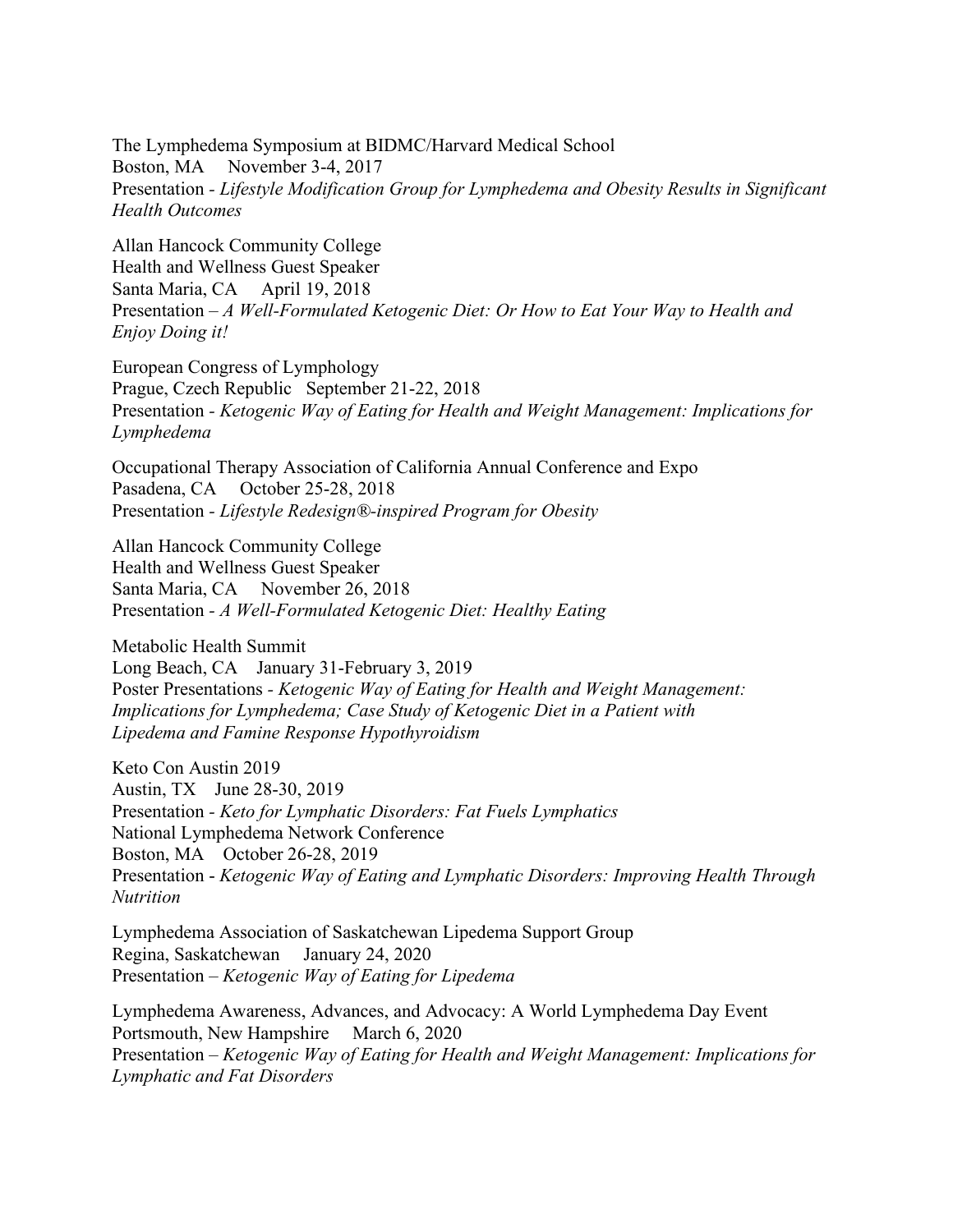The Lymphedema Symposium at BIDMC/Harvard Medical School
Boston, MA     November 3-4, 2017
Presentation - *Lifestyle Modification Group for Lymphedema and Obesity Results in Significant Health Outcomes*

Allan Hancock Community College
Health and Wellness Guest Speaker
Santa Maria, CA     April 19, 2018
Presentation – *A Well-Formulated Ketogenic Diet: Or How to Eat Your Way to Health and Enjoy Doing it!*

European Congress of Lymphology
Prague, Czech Republic   September 21-22, 2018
Presentation - *Ketogenic Way of Eating for Health and Weight Management: Implications for Lymphedema*

Occupational Therapy Association of California Annual Conference and Expo
Pasadena, CA     October 25-28, 2018
Presentation - *Lifestyle Redesign®-inspired Program for Obesity*

Allan Hancock Community College
Health and Wellness Guest Speaker
Santa Maria, CA     November 26, 2018
Presentation - *A Well-Formulated Ketogenic Diet: Healthy Eating*

Metabolic Health Summit
Long Beach, CA    January 31-February 3, 2019
Poster Presentations - *Ketogenic Way of Eating for Health and Weight Management: Implications for Lymphedema; Case Study of Ketogenic Diet in a Patient with Lipedema and Famine Response Hypothyroidism*

Keto Con Austin 2019
Austin, TX    June 28-30, 2019
Presentation - *Keto for Lymphatic Disorders: Fat Fuels Lymphatics*
National Lymphedema Network Conference
Boston, MA    October 26-28, 2019
Presentation - *Ketogenic Way of Eating and Lymphatic Disorders: Improving Health Through Nutrition*

Lymphedema Association of Saskatchewan Lipedema Support Group
Regina, Saskatchewan     January 24, 2020
Presentation – *Ketogenic Way of Eating for Lipedema*

Lymphedema Awareness, Advances, and Advocacy: A World Lymphedema Day Event
Portsmouth, New Hampshire     March 6, 2020
Presentation – *Ketogenic Way of Eating for Health and Weight Management: Implications for Lymphatic and Fat Disorders*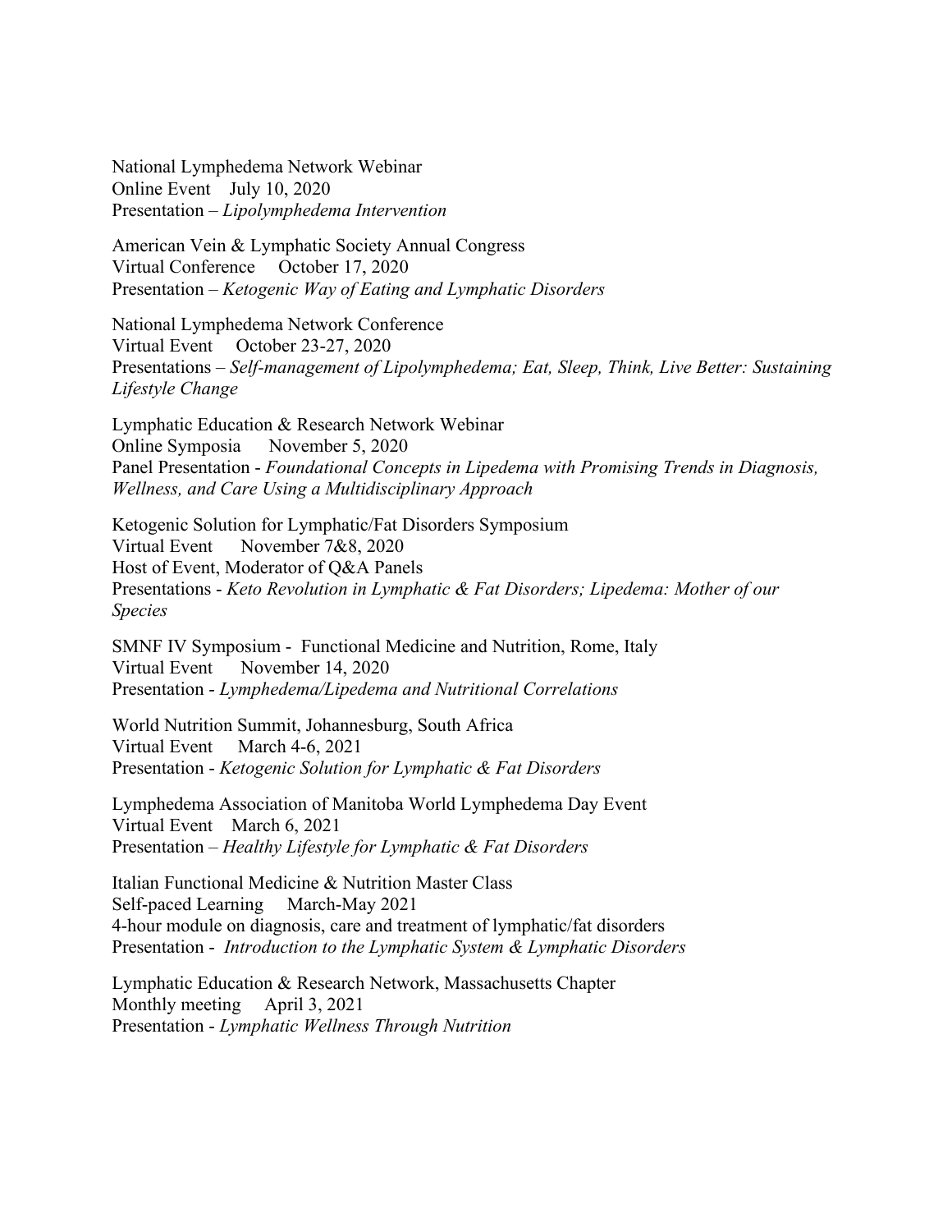National Lymphedema Network Webinar
Online Event July 10, 2020
Presentation – *Lipolymphedema Intervention*

American Vein & Lymphatic Society Annual Congress
Virtual Conference October 17, 2020
Presentation – *Ketogenic Way of Eating and Lymphatic Disorders*

National Lymphedema Network Conference
Virtual Event October 23-27, 2020
Presentations – *Self-management of Lipolymphedema; Eat, Sleep, Think, Live Better: Sustaining Lifestyle Change*

Lymphatic Education & Research Network Webinar
Online Symposia November 5, 2020
Panel Presentation - *Foundational Concepts in Lipedema with Promising Trends in Diagnosis, Wellness, and Care Using a Multidisciplinary Approach*

Ketogenic Solution for Lymphatic/Fat Disorders Symposium
Virtual Event November 7&8, 2020
Host of Event, Moderator of Q&A Panels
Presentations - *Keto Revolution in Lymphatic & Fat Disorders; Lipedema: Mother of our Species*

SMNF IV Symposium - Functional Medicine and Nutrition, Rome, Italy
Virtual Event November 14, 2020
Presentation - *Lymphedema/Lipedema and Nutritional Correlations*

World Nutrition Summit, Johannesburg, South Africa
Virtual Event March 4-6, 2021
Presentation - *Ketogenic Solution for Lymphatic & Fat Disorders*

Lymphedema Association of Manitoba World Lymphedema Day Event
Virtual Event March 6, 2021
Presentation – *Healthy Lifestyle for Lymphatic & Fat Disorders*

Italian Functional Medicine & Nutrition Master Class
Self-paced Learning March-May 2021
4-hour module on diagnosis, care and treatment of lymphatic/fat disorders
Presentation - *Introduction to the Lymphatic System & Lymphatic Disorders*

Lymphatic Education & Research Network, Massachusetts Chapter
Monthly meeting April 3, 2021
Presentation - *Lymphatic Wellness Through Nutrition*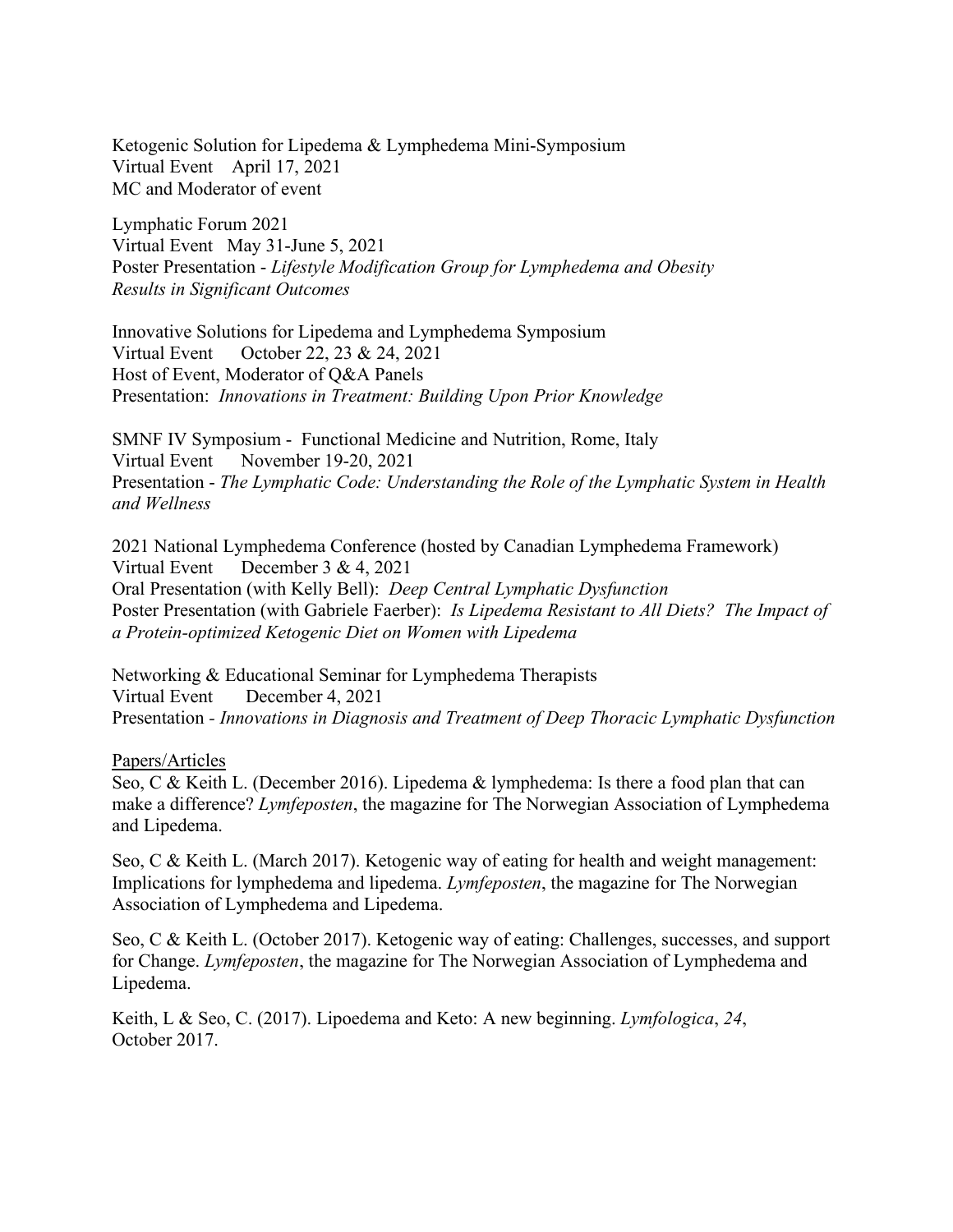Ketogenic Solution for Lipedema & Lymphedema Mini-Symposium
Virtual Event April 17, 2021
MC and Moderator of event

Lymphatic Forum 2021
Virtual Event May 31-June 5, 2021
Poster Presentation - *Lifestyle Modification Group for Lymphedema and Obesity Results in Significant Outcomes*

Innovative Solutions for Lipedema and Lymphedema Symposium
Virtual Event October 22, 23 & 24, 2021
Host of Event, Moderator of Q&A Panels
Presentation: *Innovations in Treatment: Building Upon Prior Knowledge*

SMNF IV Symposium - Functional Medicine and Nutrition, Rome, Italy
Virtual Event November 19-20, 2021
Presentation - *The Lymphatic Code: Understanding the Role of the Lymphatic System in Health and Wellness*

2021 National Lymphedema Conference (hosted by Canadian Lymphedema Framework)
Virtual Event December 3 & 4, 2021
Oral Presentation (with Kelly Bell): *Deep Central Lymphatic Dysfunction*
Poster Presentation (with Gabriele Faerber): *Is Lipedema Resistant to All Diets? The Impact of a Protein-optimized Ketogenic Diet on Women with Lipedema*

Networking & Educational Seminar for Lymphedema Therapists
Virtual Event December 4, 2021
Presentation - *Innovations in Diagnosis and Treatment of Deep Thoracic Lymphatic Dysfunction*

<u>Papers/Articles</u>

Seo, C & Keith L. (December 2016). Lipedema & lymphedema: Is there a food plan that can make a difference? *Lymfeposten*, the magazine for The Norwegian Association of Lymphedema and Lipedema.

Seo, C & Keith L. (March 2017). Ketogenic way of eating for health and weight management: Implications for lymphedema and lipedema. *Lymfeposten*, the magazine for The Norwegian Association of Lymphedema and Lipedema.

Seo, C & Keith L. (October 2017). Ketogenic way of eating: Challenges, successes, and support for Change. *Lymfeposten*, the magazine for The Norwegian Association of Lymphedema and Lipedema.

Keith, L & Seo, C. (2017). Lipoedema and Keto: A new beginning. *Lymfologica*, *24*, October 2017.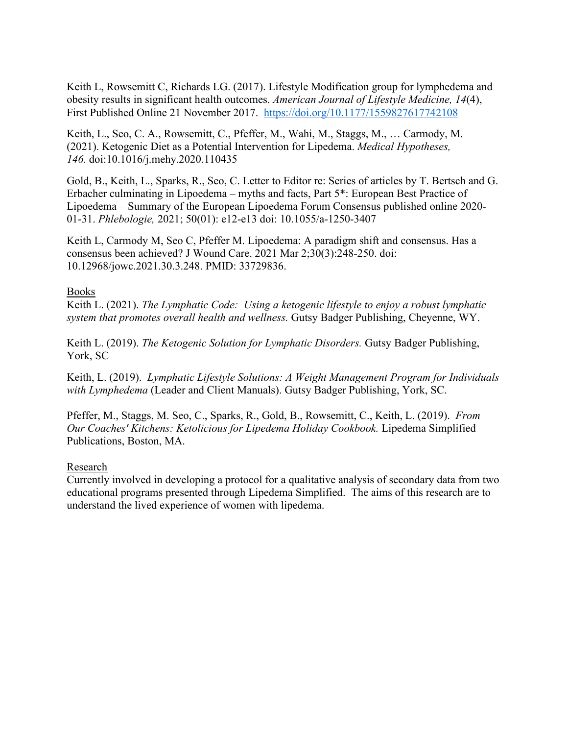Keith L, Rowsemitt C, Richards LG. (2017). Lifestyle Modification group for lymphedema and obesity results in significant health outcomes. *American Journal of Lifestyle Medicine, 14*(4), First Published Online 21 November 2017. https://doi.org/10.1177/1559827617742108

Keith, L., Seo, C. A., Rowsemitt, C., Pfeffer, M., Wahi, M., Staggs, M., … Carmody, M. (2021). Ketogenic Diet as a Potential Intervention for Lipedema. *Medical Hypotheses, 146.* doi:10.1016/j.mehy.2020.110435

Gold, B., Keith, L., Sparks, R., Seo, C. Letter to Editor re: Series of articles by T. Bertsch and G. Erbacher culminating in Lipoedema – myths and facts, Part 5*: European Best Practice of Lipoedema – Summary of the European Lipoedema Forum Consensus published online 2020-01-31. *Phlebologie,* 2021; 50(01): e12-e13 doi: 10.1055/a-1250-3407

Keith L, Carmody M, Seo C, Pfeffer M. Lipoedema: A paradigm shift and consensus. Has a consensus been achieved? J Wound Care. 2021 Mar 2;30(3):248-250. doi: 10.12968/jowc.2021.30.3.248. PMID: 33729836.

<u>Books</u>

Keith L. (2021). *The Lymphatic Code: Using a ketogenic lifestyle to enjoy a robust lymphatic system that promotes overall health and wellness.* Gutsy Badger Publishing, Cheyenne, WY.

Keith L. (2019). *The Ketogenic Solution for Lymphatic Disorders.* Gutsy Badger Publishing, York, SC

Keith, L. (2019). *Lymphatic Lifestyle Solutions: A Weight Management Program for Individuals with Lymphedema* (Leader and Client Manuals). Gutsy Badger Publishing, York, SC.

Pfeffer, M., Staggs, M. Seo, C., Sparks, R., Gold, B., Rowsemitt, C., Keith, L. (2019). *From Our Coaches' Kitchens: Ketolicious for Lipedema Holiday Cookbook.* Lipedema Simplified Publications, Boston, MA.

<u>Research</u>

Currently involved in developing a protocol for a qualitative analysis of secondary data from two educational programs presented through Lipedema Simplified. The aims of this research are to understand the lived experience of women with lipedema.